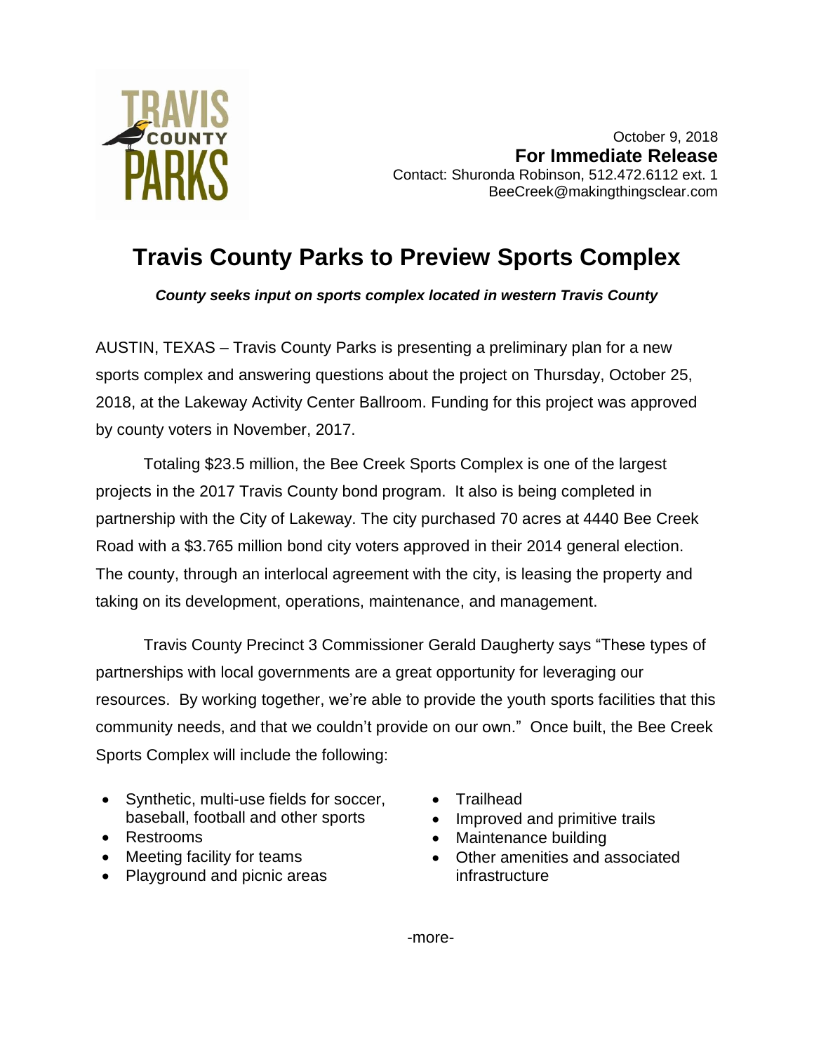TRAVIS COUNTY PARKS

October 9, 2018
**For Immediate Release**
Contact: Shuronda Robinson, 512.472.6112 ext. 1
BeeCreek@makingthingsclear.com

# Travis County Parks to Preview Sports Complex

***County seeks input on sports complex located in western Travis County***

AUSTIN, TEXAS – Travis County Parks is presenting a preliminary plan for a new sports complex and answering questions about the project on Thursday, October 25, 2018, at the Lakeway Activity Center Ballroom. Funding for this project was approved by county voters in November, 2017.

Totaling $23.5 million, the Bee Creek Sports Complex is one of the largest projects in the 2017 Travis County bond program. It also is being completed in partnership with the City of Lakeway. The city purchased 70 acres at 4440 Bee Creek Road with a $3.765 million bond city voters approved in their 2014 general election. The county, through an interlocal agreement with the city, is leasing the property and taking on its development, operations, maintenance, and management.

Travis County Precinct 3 Commissioner Gerald Daugherty says "These types of partnerships with local governments are a great opportunity for leveraging our resources. By working together, we're able to provide the youth sports facilities that this community needs, and that we couldn't provide on our own." Once built, the Bee Creek Sports Complex will include the following:

- Synthetic, multi-use fields for soccer, baseball, football and other sports
- Restrooms
- Meeting facility for teams
- Playground and picnic areas
- Trailhead
- Improved and primitive trails
- Maintenance building
- Other amenities and associated infrastructure

-more-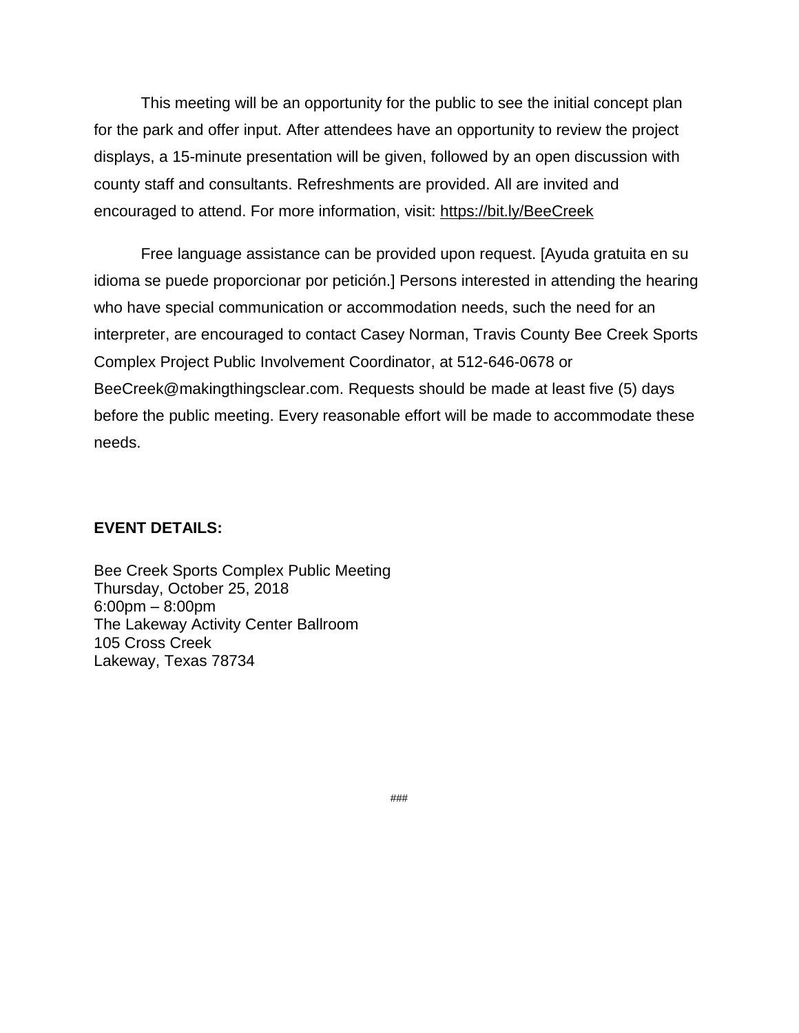This meeting will be an opportunity for the public to see the initial concept plan for the park and offer input. After attendees have an opportunity to review the project displays, a 15-minute presentation will be given, followed by an open discussion with county staff and consultants. Refreshments are provided. All are invited and encouraged to attend. For more information, visit: https://bit.ly/BeeCreek

Free language assistance can be provided upon request. [Ayuda gratuita en su idioma se puede proporcionar por petición.] Persons interested in attending the hearing who have special communication or accommodation needs, such the need for an interpreter, are encouraged to contact Casey Norman, Travis County Bee Creek Sports Complex Project Public Involvement Coordinator, at 512-646-0678 or BeeCreek@makingthingsclear.com. Requests should be made at least five (5) days before the public meeting. Every reasonable effort will be made to accommodate these needs.

**EVENT DETAILS:**

Bee Creek Sports Complex Public Meeting
Thursday, October 25, 2018
6:00pm – 8:00pm
The Lakeway Activity Center Ballroom
105 Cross Creek
Lakeway, Texas 78734

###